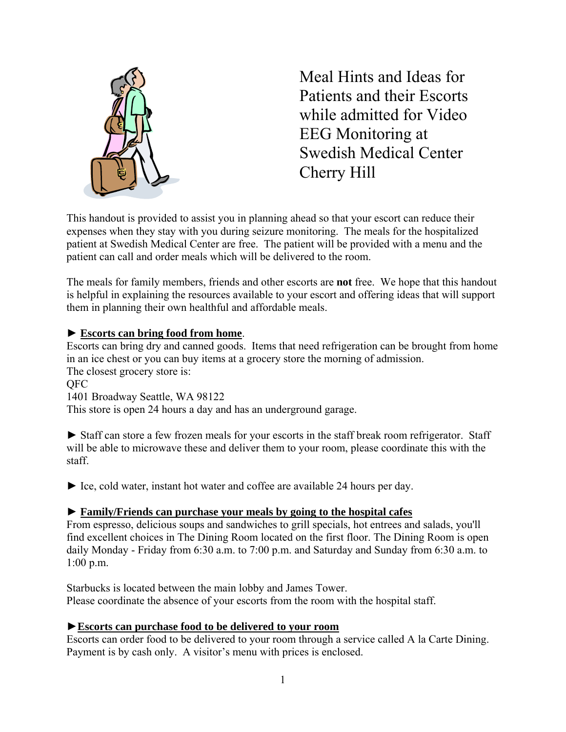# Meal Hints and Ideas for Patients and their Escorts while admitted for Video EEG Monitoring at Swedish Medical Center Cherry Hill

This handout is provided to assist you in planning ahead so that your escort can reduce their expenses when they stay with you during seizure monitoring. The meals for the hospitalized patient at Swedish Medical Center are free. The patient will be provided with a menu and the patient can call and order meals which will be delivered to the room.

The meals for family members, friends and other escorts are **not** free. We hope that this handout is helpful in explaining the resources available to your escort and offering ideas that will support them in planning their own healthful and affordable meals.

► **Escorts can bring food from home**.
Escorts can bring dry and canned goods. Items that need refrigeration can be brought from home in an ice chest or you can buy items at a grocery store the morning of admission.
The closest grocery store is:
QFC
1401 Broadway Seattle, WA 98122
This store is open 24 hours a day and has an underground garage.

► Staff can store a few frozen meals for your escorts in the staff break room refrigerator. Staff will be able to microwave these and deliver them to your room, please coordinate this with the staff.

► Ice, cold water, instant hot water and coffee are available 24 hours per day.

► **Family/Friends can purchase your meals by going to the hospital cafes**
From espresso, delicious soups and sandwiches to grill specials, hot entrees and salads, you'll find excellent choices in The Dining Room located on the first floor. The Dining Room is open daily Monday - Friday from 6:30 a.m. to 7:00 p.m. and Saturday and Sunday from 6:30 a.m. to 1:00 p.m.

Starbucks is located between the main lobby and James Tower.
Please coordinate the absence of your escorts from the room with the hospital staff.

► **Escorts can purchase food to be delivered to your room**
Escorts can order food to be delivered to your room through a service called A la Carte Dining. Payment is by cash only. A visitor's menu with prices is enclosed.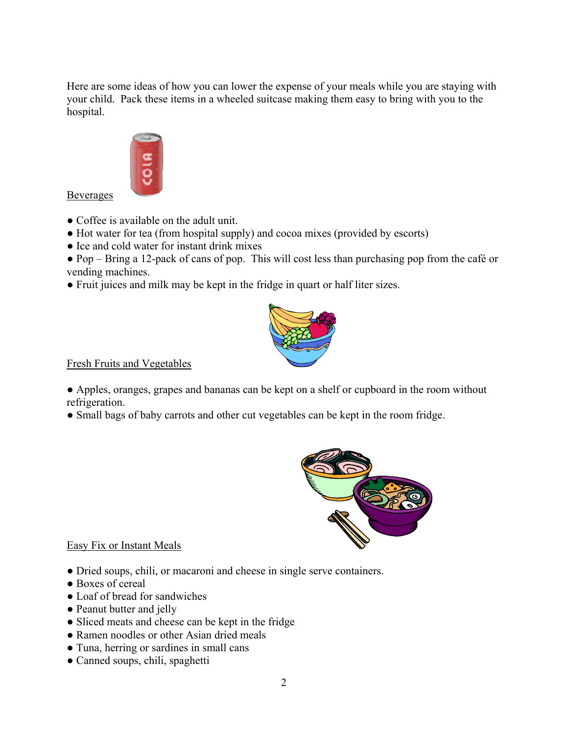Here are some ideas of how you can lower the expense of your meals while you are staying with your child. Pack these items in a wheeled suitcase making them easy to bring with you to the hospital.

Beverages

- Coffee is available on the adult unit.
- Hot water for tea (from hospital supply) and cocoa mixes (provided by escorts)
- Ice and cold water for instant drink mixes
- Pop – Bring a 12-pack of cans of pop. This will cost less than purchasing pop from the café or vending machines.
- Fruit juices and milk may be kept in the fridge in quart or half liter sizes.

Fresh Fruits and Vegetables

- Apples, oranges, grapes and bananas can be kept on a shelf or cupboard in the room without refrigeration.
- Small bags of baby carrots and other cut vegetables can be kept in the room fridge.

Easy Fix or Instant Meals

- Dried soups, chili, or macaroni and cheese in single serve containers.
- Boxes of cereal
- Loaf of bread for sandwiches
- Peanut butter and jelly
- Sliced meats and cheese can be kept in the fridge
- Ramen noodles or other Asian dried meals
- Tuna, herring or sardines in small cans
- Canned soups, chili, spaghetti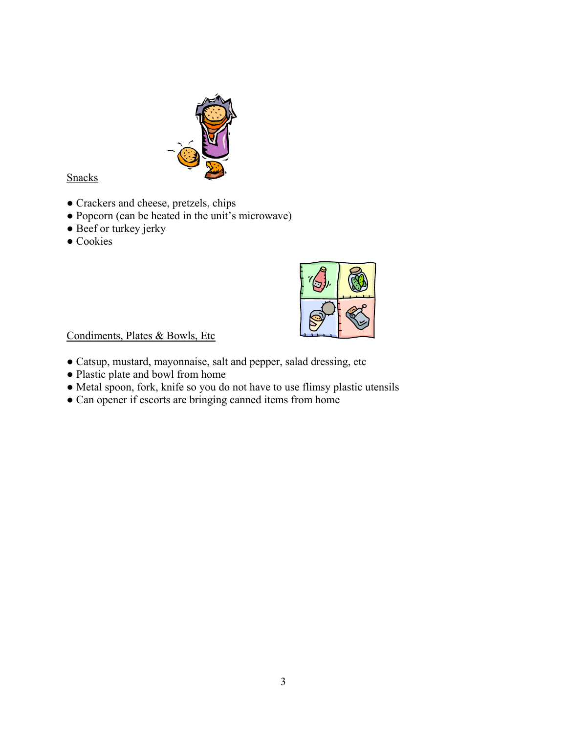Snacks

- Crackers and cheese, pretzels, chips
- Popcorn (can be heated in the unit's microwave)
- Beef or turkey jerky
- Cookies

Condiments, Plates & Bowls, Etc

- Catsup, mustard, mayonnaise, salt and pepper, salad dressing, etc
- Plastic plate and bowl from home
- Metal spoon, fork, knife so you do not have to use flimsy plastic utensils
- Can opener if escorts are bringing canned items from home